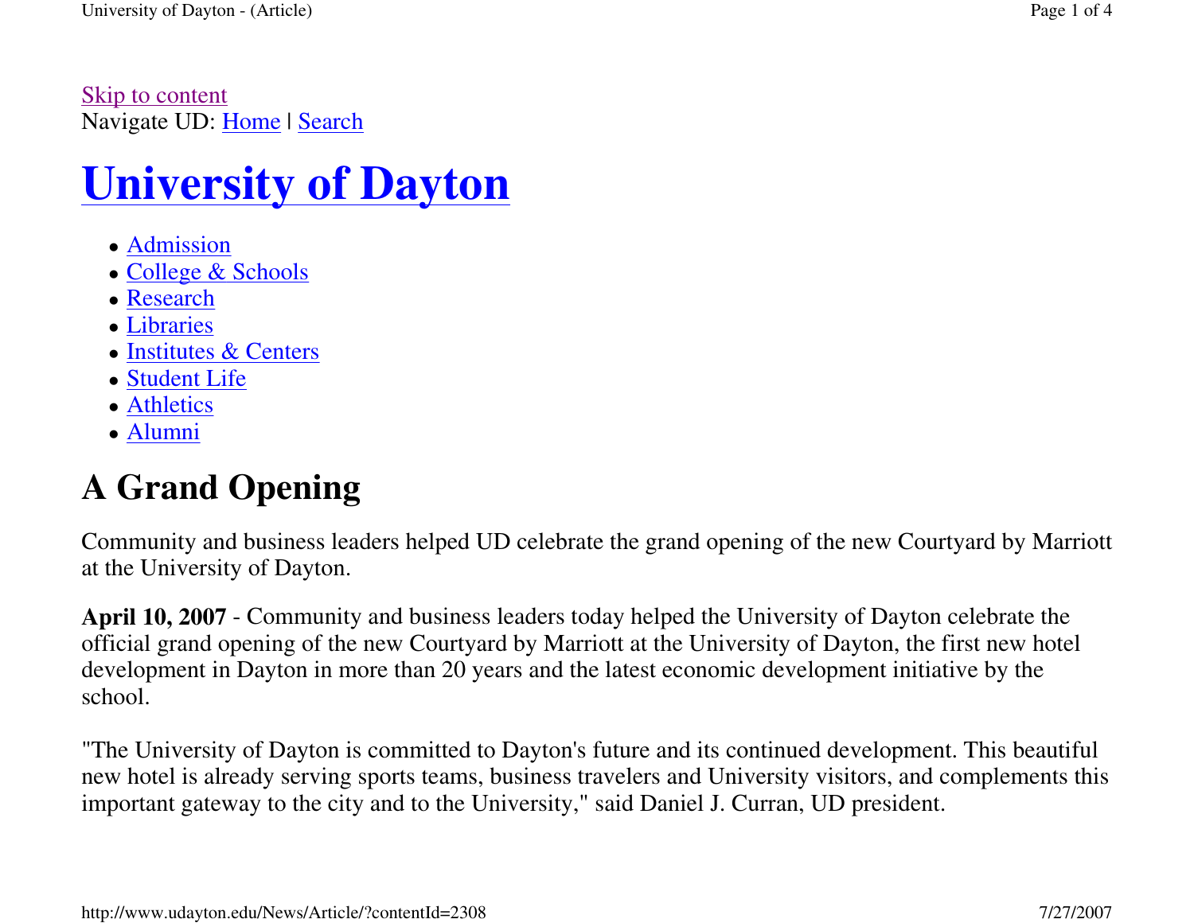Skip to content
Navigate UD: Home | Search

# University of Dayton

- Admission
- College & Schools
- Research
- Libraries
- Institutes & Centers
- Student Life
- Athletics
- Alumni

## A Grand Opening

Community and business leaders helped UD celebrate the grand opening of the new Courtyard by Marriott at the University of Dayton.

**April 10, 2007** - Community and business leaders today helped the University of Dayton celebrate the official grand opening of the new Courtyard by Marriott at the University of Dayton, the first new hotel development in Dayton in more than 20 years and the latest economic development initiative by the school.

"The University of Dayton is committed to Dayton's future and its continued development. This beautiful new hotel is already serving sports teams, business travelers and University visitors, and complements this important gateway to the city and to the University," said Daniel J. Curran, UD president.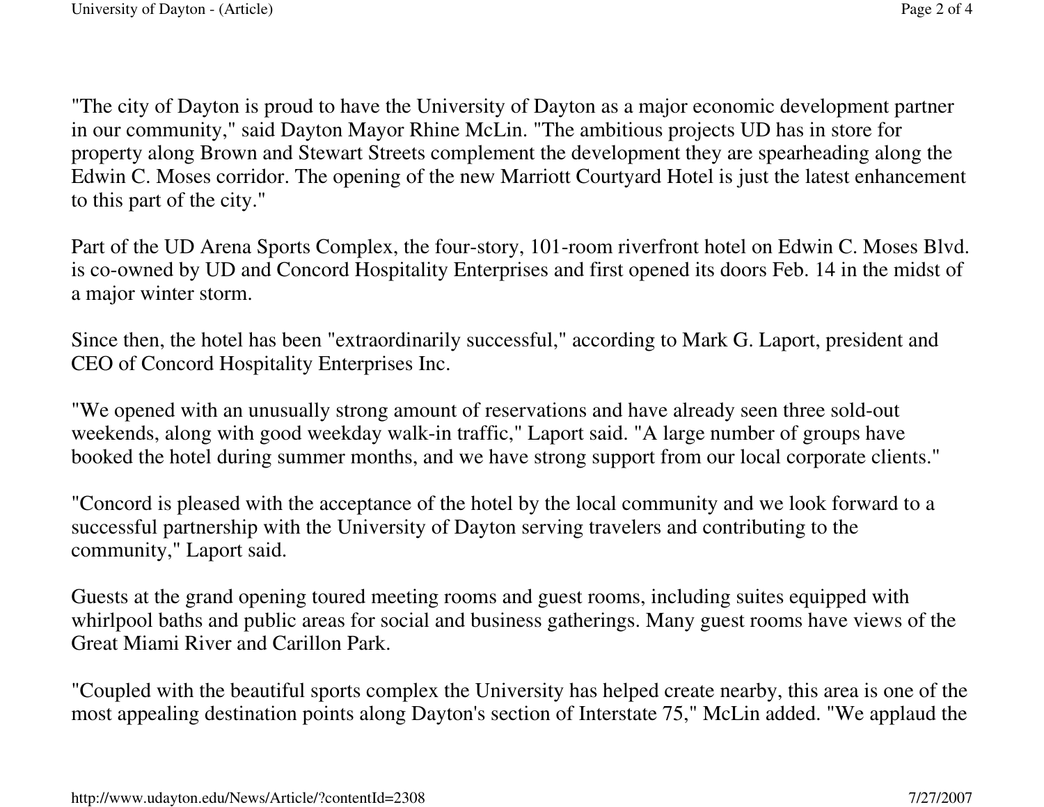"The city of Dayton is proud to have the University of Dayton as a major economic development partner in our community," said Dayton Mayor Rhine McLin. "The ambitious projects UD has in store for property along Brown and Stewart Streets complement the development they are spearheading along the Edwin C. Moses corridor. The opening of the new Marriott Courtyard Hotel is just the latest enhancement to this part of the city."

Part of the UD Arena Sports Complex, the four-story, 101-room riverfront hotel on Edwin C. Moses Blvd. is co-owned by UD and Concord Hospitality Enterprises and first opened its doors Feb. 14 in the midst of a major winter storm.

Since then, the hotel has been "extraordinarily successful," according to Mark G. Laport, president and CEO of Concord Hospitality Enterprises Inc.

"We opened with an unusually strong amount of reservations and have already seen three sold-out weekends, along with good weekday walk-in traffic," Laport said. "A large number of groups have booked the hotel during summer months, and we have strong support from our local corporate clients."

"Concord is pleased with the acceptance of the hotel by the local community and we look forward to a successful partnership with the University of Dayton serving travelers and contributing to the community," Laport said.

Guests at the grand opening toured meeting rooms and guest rooms, including suites equipped with whirlpool baths and public areas for social and business gatherings. Many guest rooms have views of the Great Miami River and Carillon Park.

"Coupled with the beautiful sports complex the University has helped create nearby, this area is one of the most appealing destination points along Dayton's section of Interstate 75," McLin added. "We applaud the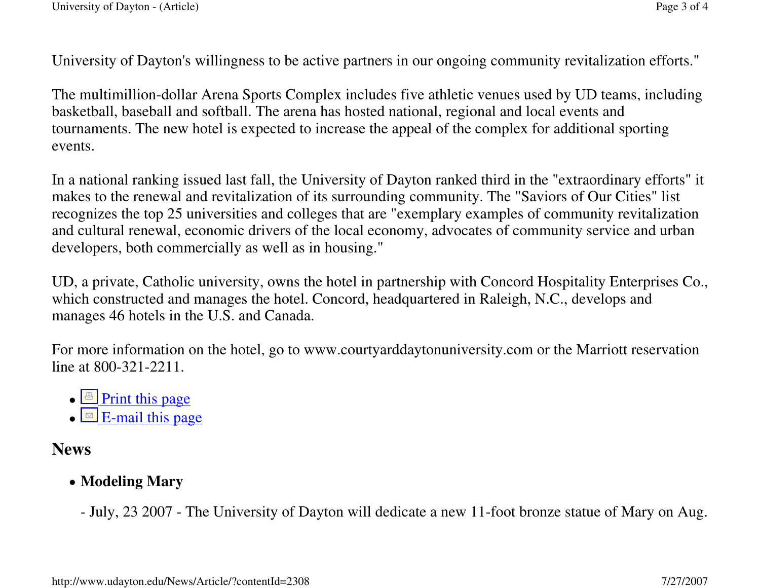University of Dayton's willingness to be active partners in our ongoing community revitalization efforts."

The multimillion-dollar Arena Sports Complex includes five athletic venues used by UD teams, including basketball, baseball and softball. The arena has hosted national, regional and local events and tournaments. The new hotel is expected to increase the appeal of the complex for additional sporting events.

In a national ranking issued last fall, the University of Dayton ranked third in the "extraordinary efforts" it makes to the renewal and revitalization of its surrounding community. The "Saviors of Our Cities" list recognizes the top 25 universities and colleges that are "exemplary examples of community revitalization and cultural renewal, economic drivers of the local economy, advocates of community service and urban developers, both commercially as well as in housing."

UD, a private, Catholic university, owns the hotel in partnership with Concord Hospitality Enterprises Co., which constructed and manages the hotel. Concord, headquartered in Raleigh, N.C., develops and manages 46 hotels in the U.S. and Canada.

For more information on the hotel, go to www.courtyarddaytonuniversity.com or the Marriott reservation line at 800-321-2211.

- Print this page
- E-mail this page

## News

- **Modeling Mary**

  - July, 23 2007 - The University of Dayton will dedicate a new 11-foot bronze statue of Mary on Aug.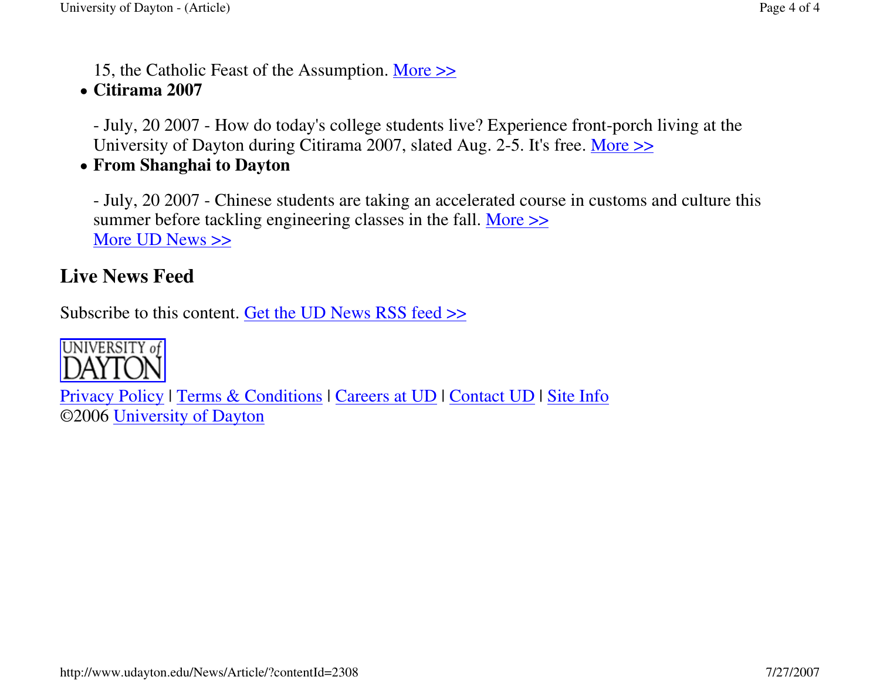15, the Catholic Feast of the Assumption. More >>

- **Citirama 2007**

  - July, 20 2007 - How do today's college students live? Experience front-porch living at the University of Dayton during Citirama 2007, slated Aug. 2-5. It's free. More >>

- **From Shanghai to Dayton**

  - July, 20 2007 - Chinese students are taking an accelerated course in customs and culture this summer before tackling engineering classes in the fall. More >>
  More UD News >>

## Live News Feed

Subscribe to this content. Get the UD News RSS feed >>

UNIVERSITY of DAYTON

Privacy Policy | Terms & Conditions | Careers at UD | Contact UD | Site Info
©2006 University of Dayton